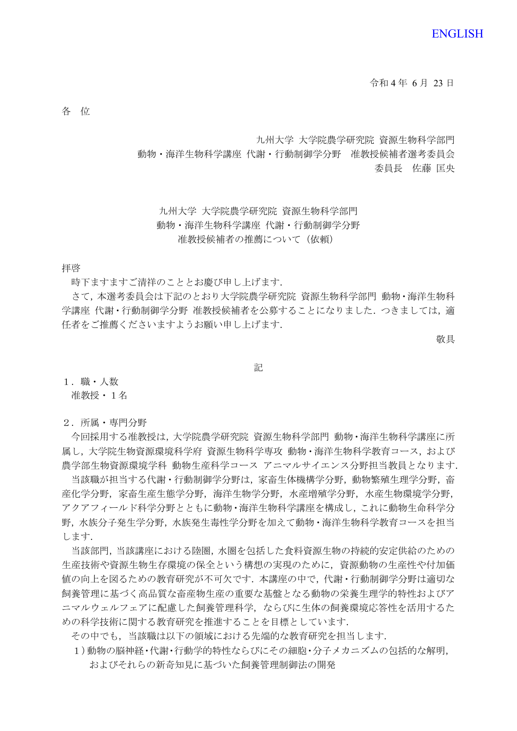ENGLISH

令和４年 ６月 23 日

各　位

九州大学 大学院農学研究院 資源生物科学部門
動物・海洋生物科学講座 代謝・行動制御学分野　准教授候補者選考委員会
委員長　佐藤 匡央

九州大学 大学院農学研究院 資源生物科学部門
動物・海洋生物科学講座 代謝・行動制御学分野
准教授候補者の推薦について（依頼）

拝啓

時下ますますご清祥のこととお慶び申し上げます．

さて，本選考委員会は下記のとおり大学院農学研究院 資源生物科学部門 動物・海洋生物科学講座 代謝・行動制御学分野 准教授候補者を公募することになりました．つきましては，適任者をご推薦くださいますようお願い申し上げます．

敬具

記

１．職・人数

准教授・１名

２．所属・専門分野

今回採用する准教授は，大学院農学研究院 資源生物科学部門 動物・海洋生物科学講座に所属し，大学院生物資源環境科学府 資源生物科学専攻 動物・海洋生物科学教育コース，および農学部生物資源環境学科 動物生産科学コース アニマルサイエンス分野担当教員となります．

当該職が担当する代謝・行動制御学分野は，家畜生体機構学分野，動物繁殖生理学分野，畜産化学分野，家畜生産生態学分野，海洋生物学分野，水産増殖学分野，水産生物環境学分野，アクアフィールド科学分野とともに動物・海洋生物科学講座を構成し，これに動物生命科学分野，水族分子発生学分野，水族発生毒性学分野を加えて動物・海洋生物科学教育コースを担当します．

当該部門，当該講座における陸圏，水圏を包括した食料資源生物の持続的安定供給のための生産技術や資源生物生存環境の保全という構想の実現のために，資源動物の生産性や付加価値の向上を図るための教育研究が不可欠です．本講座の中で，代謝・行動制御学分野は適切な飼養管理に基づく高品質な畜産物生産の重要な基盤となる動物の栄養生理学的特性およびアニマルウェルフェアに配慮した飼養管理科学，ならびに生体の飼養環境応答性を活用するための科学技術に関する教育研究を推進することを目標としています．

その中でも，当該職は以下の領域における先端的な教育研究を担当します．

１）動物の脳神経・代謝・行動学的特性ならびにその細胞・分子メカニズムの包括的な解明，およびそれらの新奇知見に基づいた飼養管理制御法の開発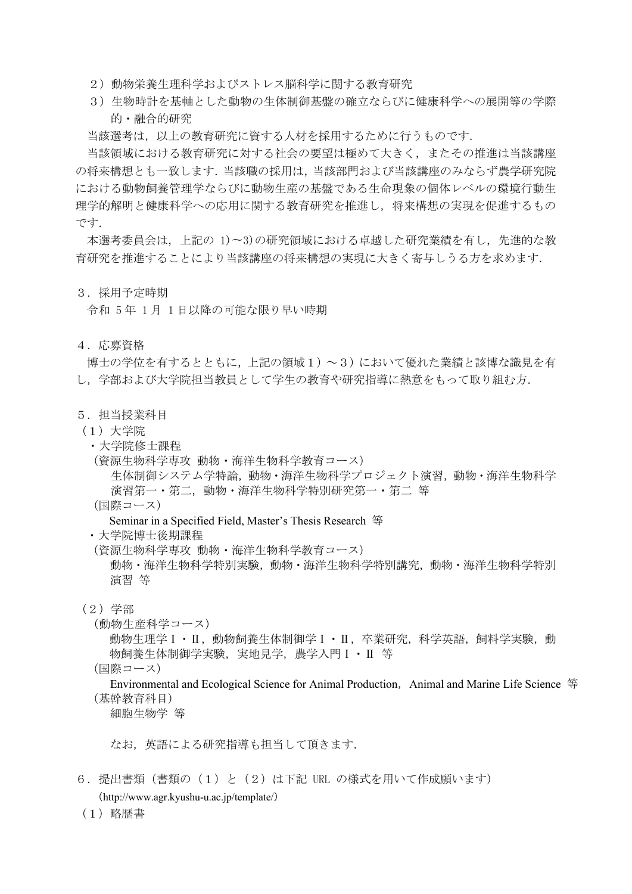２）動物栄養生理科学およびストレス脳科学に関する教育研究

３）生物時計を基軸とした動物の生体制御基盤の確立ならびに健康科学への展開等の学際的・融合的研究

当該選考は，以上の教育研究に資する人材を採用するために行うものです．

当該領域における教育研究に対する社会の要望は極めて大きく，またその推進は当該講座の将来構想とも一致します．当該職の採用は，当該部門および当該講座のみならず農学研究院における動物飼養管理学ならびに動物生産の基盤である生命現象の個体レベルの環境行動生理学的解明と健康科学への応用に関する教育研究を推進し，将来構想の実現を促進するものです．

本選考委員会は，上記の 1)～3)の研究領域における卓越した研究業績を有し，先進的な教育研究を推進することにより当該講座の将来構想の実現に大きく寄与しうる方を求めます．

## ３．採用予定時期

令和 5 年 1 月 1 日以降の可能な限り早い時期

## ４．応募資格

博士の学位を有するとともに，上記の領域１）～３）において優れた業績と該博な識見を有し，学部および大学院担当教員として学生の教育や研究指導に熱意をもって取り組む方．

## ５．担当授業科目

（１）大学院

・大学院修士課程

（資源生物科学専攻 動物・海洋生物科学教育コース）

生体制御システム学特論，動物・海洋生物科学プロジェクト演習，動物・海洋生物科学演習第一・第二，動物・海洋生物科学特別研究第一・第二 等

（国際コース）

Seminar in a Specified Field, Master’s Thesis Research 等

・大学院博士後期課程

（資源生物科学専攻 動物・海洋生物科学教育コース）

動物・海洋生物科学特別実験，動物・海洋生物科学特別講究，動物・海洋生物科学特別演習 等

（２）学部

（動物生産科学コース）

動物生理学Ⅰ・Ⅱ，動物飼養生体制御学Ⅰ・Ⅱ，卒業研究，科学英語，飼料学実験，動物飼養生体制御学実験，実地見学，農学入門Ⅰ・Ⅱ 等

（国際コース）

Environmental and Ecological Science for Animal Production，Animal and Marine Life Science 等

（基幹教育科目）

細胞生物学 等

なお，英語による研究指導も担当して頂きます．

## ６．提出書類（書類の（１）と（２）は下記 URL の様式を用いて作成願います）

（http://www.agr.kyushu-u.ac.jp/template/）

（１）略歴書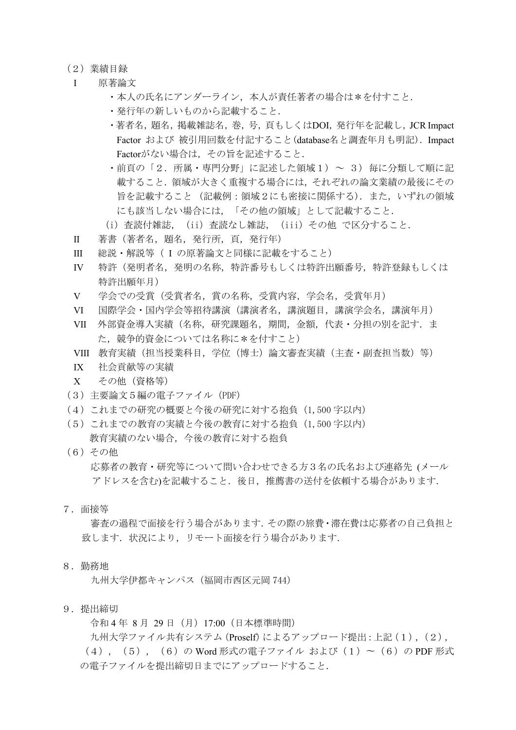（２）業績目録

I　原著論文

・本人の氏名にアンダーライン，本人が責任著者の場合は＊を付すこと．
・発行年の新しいものから記載すること．
・著者名，題名，掲載雑誌名，巻，号，頁もしくはDOI，発行年を記載し，JCR Impact Factor および 被引用回数を付記すること（database名と調査年月も明記）．Impact Factorがない場合は，その旨を記述すること．
・前頁の「２．所属・専門分野」に記述した領域１）～ ３） 毎に分類して順に記載すること．領域が大きく重複する場合には，それぞれの論文業績の最後にその旨を記載すること （記載例：領域２にも密接に関係する）．また，いずれの領域にも該当しない場合には，「その他の領域」として記載すること．

（i）査読付雑誌，（ii）査読なし雑誌，（iii）その他 で区分すること．

II　著書（著者名，題名，発行所，頁，発行年）

III　総説・解説等（ I の原著論文と同様に記載をすること）

IV　特許（発明者名，発明の名称，特許番号もしくは特許出願番号，特許登録もしくは特許出願年月）

V　学会での受賞（受賞者名，賞の名称，受賞内容，学会名，受賞年月）

VI　国際学会・国内学会等招待講演（講演者名，講演題目，講演学会名，講演年月）

VII　外部資金導入実績（名称，研究課題名，期間，金額，代表・分担の別を記す．また，競争的資金については名称に＊を付すこと）

VIII　教育実績（担当授業科目，学位（博士）論文審査実績（主査・副査担当数）等）

IX　社会貢献等の実績

X　その他（資格等）

（３）主要論文５編の電子ファイル（PDF）

（４）これまでの研究の概要と今後の研究に対する抱負（1,500 字以内）

（５）これまでの教育の実績と今後の教育に対する抱負（1,500 字以内）
　　教育実績のない場合，今後の教育に対する抱負

（６）その他
　　応募者の教育・研究等について問い合わせできる方３名の氏名および連絡先 (メールアドレスを含む)を記載すること．後日，推薦書の送付を依頼する場合があります．

７．面接等

審査の過程で面接を行う場合があります．その際の旅費・滞在費は応募者の自己負担と致します．状況により，リモート面接を行う場合があります．

８．勤務地

九州大学伊都キャンパス（福岡市西区元岡 744）

９．提出締切

令和 4 年 8 月 29 日（月）17:00（日本標準時間）

九州大学ファイル共有システム (Proself) によるアップロード提出 : 上記（１），（２），（４），（５），（６）の Word 形式の電子ファイル および（１）～（６）の PDF 形式の電子ファイルを提出締切日までにアップロードすること．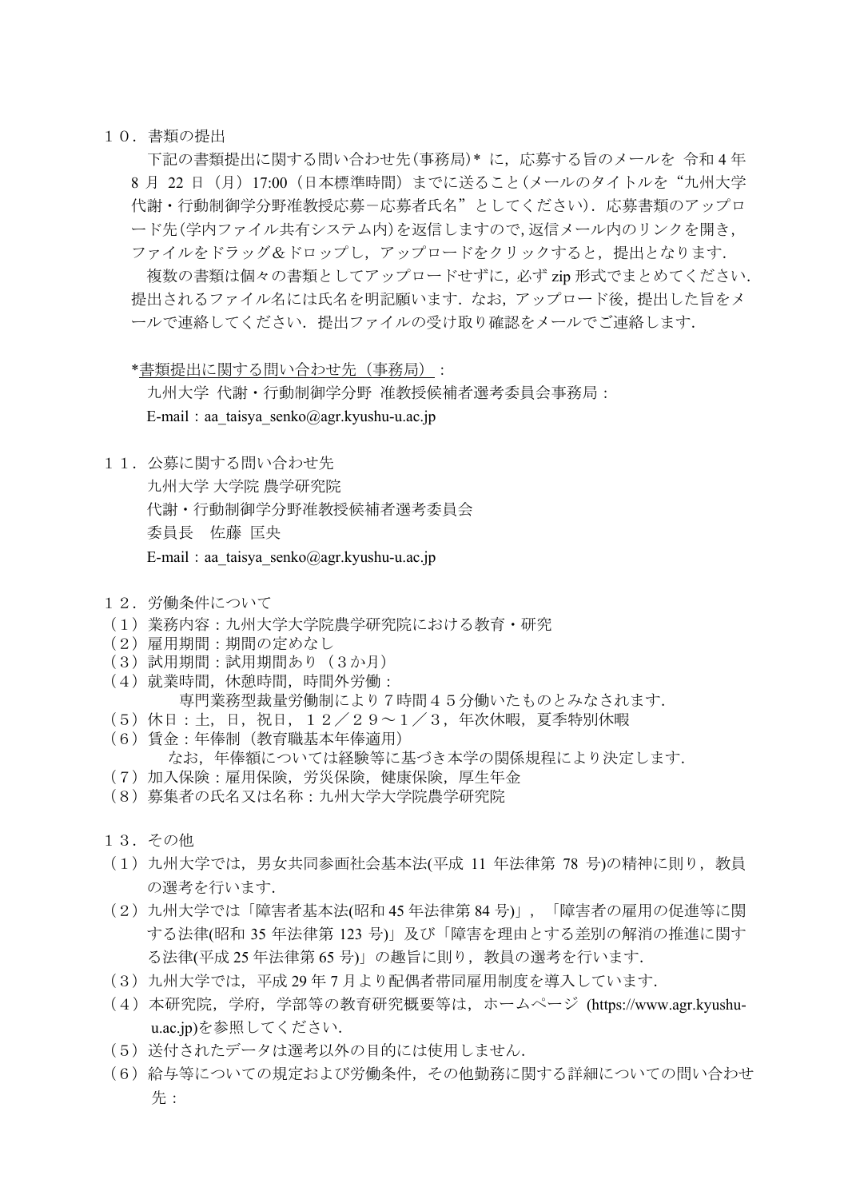## １０．書類の提出

下記の書類提出に関する問い合わせ先(事務局)* に，応募する旨のメールを 令和 4 年 8 月 22 日（月）17:00（日本標準時間）までに送ること(メールのタイトルを“九州大学代謝・行動制御学分野准教授応募－応募者氏名”としてください)．応募書類のアップロード先(学内ファイル共有システム内)を返信しますので，返信メール内のリンクを開き，ファイルをドラッグ＆ドロップし，アップロードをクリックすると，提出となります．

複数の書類は個々の書類としてアップロードせずに，必ず zip 形式でまとめてください．提出されるファイル名には氏名を明記願います．なお，アップロード後，提出した旨をメールで連絡してください．提出ファイルの受け取り確認をメールでご連絡します．

*書類提出に関する問い合わせ先（事務局）：

九州大学 代謝・行動制御学分野 准教授候補者選考委員会事務局：

E-mail：aa_taisya_senko@agr.kyushu-u.ac.jp

## １１．公募に関する問い合わせ先

九州大学 大学院 農学研究院

代謝・行動制御学分野准教授候補者選考委員会

委員長　佐藤 匡央

E-mail：aa_taisya_senko@agr.kyushu-u.ac.jp

## １２．労働条件について

（１）業務内容：九州大学大学院農学研究院における教育・研究

（２）雇用期間：期間の定めなし

（３）試用期間：試用期間あり（３か月）

（４）就業時間，休憩時間，時間外労働：

専門業務型裁量労働制により７時間４５分働いたものとみなされます．

（５）休日：土，日，祝日，１２／２９～１／３，年次休暇，夏季特別休暇

（６）賃金：年俸制（教育職基本年俸適用）

なお，年俸額については経験等に基づき本学の関係規程により決定します．

（７）加入保険：雇用保険，労災保険，健康保険，厚生年金

（８）募集者の氏名又は名称：九州大学大学院農学研究院

## １３．その他

（１）九州大学では，男女共同参画社会基本法(平成 11 年法律第 78 号)の精神に則り，教員の選考を行います．

（２）九州大学では「障害者基本法(昭和 45 年法律第 84 号)」，「障害者の雇用の促進等に関する法律(昭和 35 年法律第 123 号)」及び「障害を理由とする差別の解消の推進に関する法律(平成 25 年法律第 65 号)」の趣旨に則り，教員の選考を行います．

（３）九州大学では，平成 29 年 7 月より配偶者帯同雇用制度を導入しています．

（４）本研究院，学府，学部等の教育研究概要等は，ホームページ (https://www.agr.kyushu-u.ac.jp)を参照してください．

（５）送付されたデータは選考以外の目的には使用しません．

（６）給与等についての規定および労働条件，その他勤務に関する詳細についての問い合わせ先：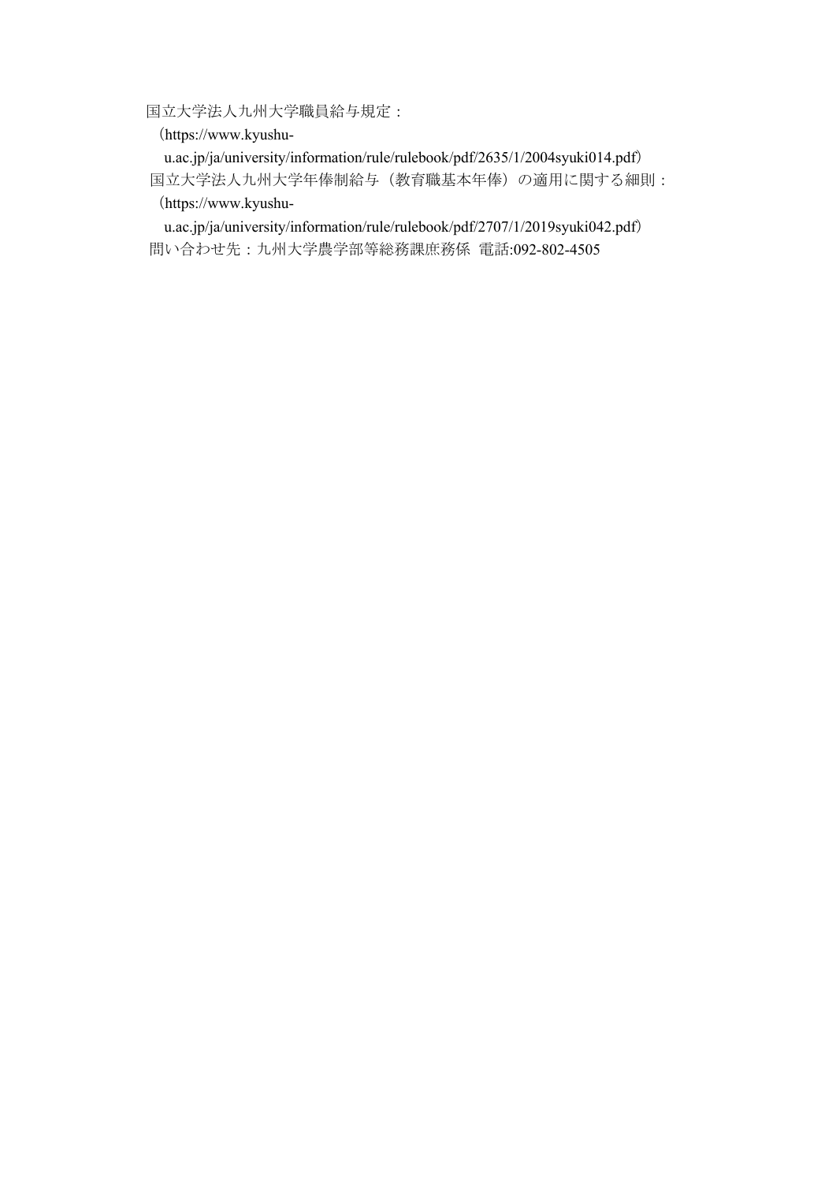国立大学法人九州大学職員給与規定：
（https://www.kyushu-u.ac.jp/ja/university/information/rule/rulebook/pdf/2635/1/2004syuki014.pdf）
国立大学法人九州大学年俸制給与（教育職基本年俸）の適用に関する細則：
（https://www.kyushu-u.ac.jp/ja/university/information/rule/rulebook/pdf/2707/1/2019syuki042.pdf）
問い合わせ先：九州大学農学部等総務課庶務係 電話:092-802-4505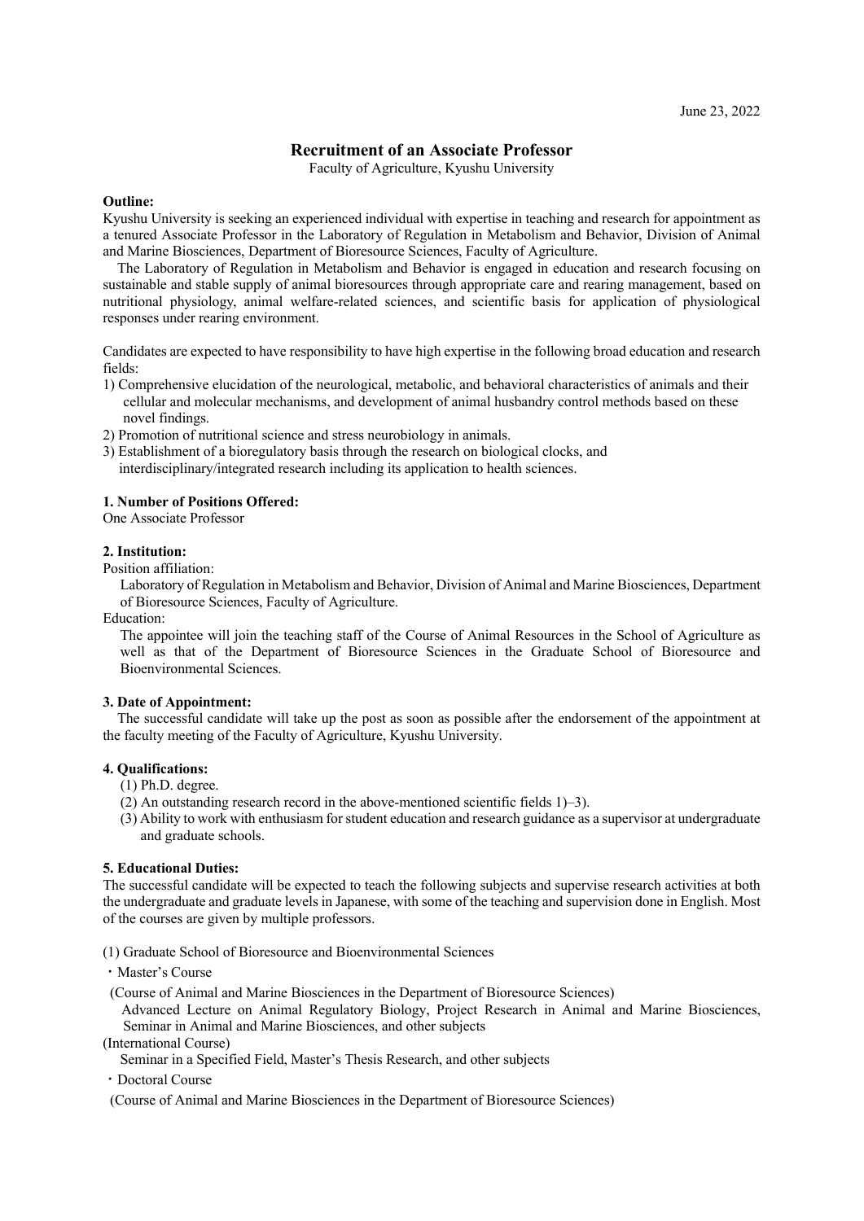June 23, 2022

# Recruitment of an Associate Professor

Faculty of Agriculture, Kyushu University

**Outline:**

Kyushu University is seeking an experienced individual with expertise in teaching and research for appointment as a tenured Associate Professor in the Laboratory of Regulation in Metabolism and Behavior, Division of Animal and Marine Biosciences, Department of Bioresource Sciences, Faculty of Agriculture.

The Laboratory of Regulation in Metabolism and Behavior is engaged in education and research focusing on sustainable and stable supply of animal bioresources through appropriate care and rearing management, based on nutritional physiology, animal welfare-related sciences, and scientific basis for application of physiological responses under rearing environment.

Candidates are expected to have responsibility to have high expertise in the following broad education and research fields:

1) Comprehensive elucidation of the neurological, metabolic, and behavioral characteristics of animals and their cellular and molecular mechanisms, and development of animal husbandry control methods based on these novel findings.
2) Promotion of nutritional science and stress neurobiology in animals.
3) Establishment of a bioregulatory basis through the research on biological clocks, and interdisciplinary/integrated research including its application to health sciences.

**1. Number of Positions Offered:**

One Associate Professor

**2. Institution:**

Position affiliation:

Laboratory of Regulation in Metabolism and Behavior, Division of Animal and Marine Biosciences, Department of Bioresource Sciences, Faculty of Agriculture.

Education:

The appointee will join the teaching staff of the Course of Animal Resources in the School of Agriculture as well as that of the Department of Bioresource Sciences in the Graduate School of Bioresource and Bioenvironmental Sciences.

**3. Date of Appointment:**

The successful candidate will take up the post as soon as possible after the endorsement of the appointment at the faculty meeting of the Faculty of Agriculture, Kyushu University.

**4. Qualifications:**

(1) Ph.D. degree.
(2) An outstanding research record in the above-mentioned scientific fields 1)–3).
(3) Ability to work with enthusiasm for student education and research guidance as a supervisor at undergraduate and graduate schools.

**5. Educational Duties:**

The successful candidate will be expected to teach the following subjects and supervise research activities at both the undergraduate and graduate levels in Japanese, with some of the teaching and supervision done in English. Most of the courses are given by multiple professors.

(1) Graduate School of Bioresource and Bioenvironmental Sciences

・Master's Course

(Course of Animal and Marine Biosciences in the Department of Bioresource Sciences)

Advanced Lecture on Animal Regulatory Biology, Project Research in Animal and Marine Biosciences, Seminar in Animal and Marine Biosciences, and other subjects

(International Course)

Seminar in a Specified Field, Master's Thesis Research, and other subjects

・Doctoral Course

(Course of Animal and Marine Biosciences in the Department of Bioresource Sciences)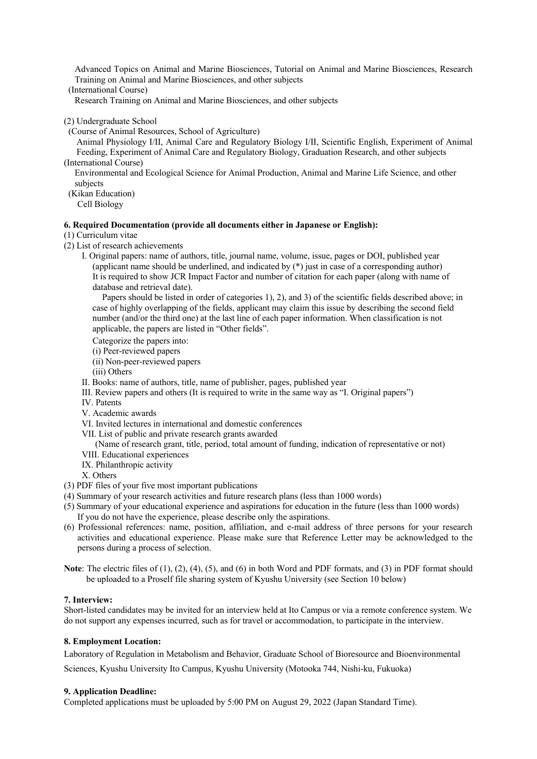Advanced Topics on Animal and Marine Biosciences, Tutorial on Animal and Marine Biosciences, Research Training on Animal and Marine Biosciences, and other subjects

(International Course)

Research Training on Animal and Marine Biosciences, and other subjects

(2) Undergraduate School

(Course of Animal Resources, School of Agriculture)

Animal Physiology I/II, Animal Care and Regulatory Biology I/II, Scientific English, Experiment of Animal Feeding, Experiment of Animal Care and Regulatory Biology, Graduation Research, and other subjects

(International Course)

Environmental and Ecological Science for Animal Production, Animal and Marine Life Science, and other subjects

(Kikan Education)

Cell Biology

**6. Required Documentation (provide all documents either in Japanese or English):**

(1) Curriculum vitae

(2) List of research achievements

I. Original papers: name of authors, title, journal name, volume, issue, pages or DOI, published year (applicant name should be underlined, and indicated by (*) just in case of a corresponding author) It is required to show JCR Impact Factor and number of citation for each paper (along with name of database and retrieval date).

Papers should be listed in order of categories 1), 2), and 3) of the scientific fields described above; in case of highly overlapping of the fields, applicant may claim this issue by describing the second field number (and/or the third one) at the last line of each paper information. When classification is not applicable, the papers are listed in "Other fields".

Categorize the papers into:

(i) Peer-reviewed papers

(ii) Non-peer-reviewed papers

(iii) Others

II. Books: name of authors, title, name of publisher, pages, published year

III. Review papers and others (It is required to write in the same way as "I. Original papers")

IV. Patents

V. Academic awards

VI. Invited lectures in international and domestic conferences

VII. List of public and private research grants awarded

(Name of research grant, title, period, total amount of funding, indication of representative or not)

VIII. Educational experiences

IX. Philanthropic activity

X. Others

(3) PDF files of your five most important publications

(4) Summary of your research activities and future research plans (less than 1000 words)

(5) Summary of your educational experience and aspirations for education in the future (less than 1000 words) If you do not have the experience, please describe only the aspirations.

(6) Professional references: name, position, affiliation, and e-mail address of three persons for your research activities and educational experience. Please make sure that Reference Letter may be acknowledged to the persons during a process of selection.

**Note**: The electric files of (1), (2), (4), (5), and (6) in both Word and PDF formats, and (3) in PDF format should be uploaded to a Proself file sharing system of Kyushu University (see Section 10 below)

**7. Interview:**

Short-listed candidates may be invited for an interview held at Ito Campus or via a remote conference system. We do not support any expenses incurred, such as for travel or accommodation, to participate in the interview.

**8. Employment Location:**

Laboratory of Regulation in Metabolism and Behavior, Graduate School of Bioresource and Bioenvironmental Sciences, Kyushu University Ito Campus, Kyushu University (Motooka 744, Nishi-ku, Fukuoka)

**9. Application Deadline:**

Completed applications must be uploaded by 5:00 PM on August 29, 2022 (Japan Standard Time).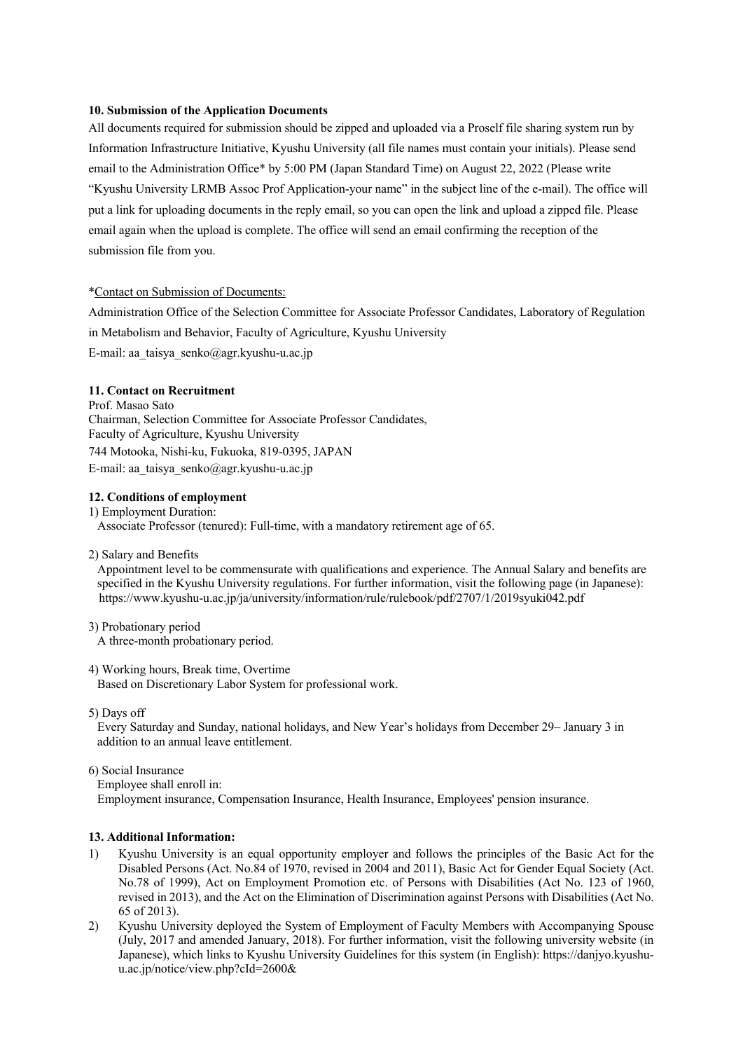**10. Submission of the Application Documents**

All documents required for submission should be zipped and uploaded via a Proself file sharing system run by Information Infrastructure Initiative, Kyushu University (all file names must contain your initials). Please send email to the Administration Office* by 5:00 PM (Japan Standard Time) on August 22, 2022 (Please write "Kyushu University LRMB Assoc Prof Application-your name" in the subject line of the e-mail). The office will put a link for uploading documents in the reply email, so you can open the link and upload a zipped file. Please email again when the upload is complete. The office will send an email confirming the reception of the submission file from you.

*Contact on Submission of Documents:

Administration Office of the Selection Committee for Associate Professor Candidates, Laboratory of Regulation in Metabolism and Behavior, Faculty of Agriculture, Kyushu University

E-mail: aa_taisya_senko@agr.kyushu-u.ac.jp

**11. Contact on Recruitment**

Prof. Masao Sato
Chairman, Selection Committee for Associate Professor Candidates,
Faculty of Agriculture, Kyushu University
744 Motooka, Nishi-ku, Fukuoka, 819-0395, JAPAN
E-mail: aa_taisya_senko@agr.kyushu-u.ac.jp

**12. Conditions of employment**

1) Employment Duration:
Associate Professor (tenured): Full-time, with a mandatory retirement age of 65.

2) Salary and Benefits
Appointment level to be commensurate with qualifications and experience. The Annual Salary and benefits are specified in the Kyushu University regulations. For further information, visit the following page (in Japanese): https://www.kyushu-u.ac.jp/ja/university/information/rule/rulebook/pdf/2707/1/2019syuki042.pdf

3) Probationary period
A three-month probationary period.

4) Working hours, Break time, Overtime
Based on Discretionary Labor System for professional work.

5) Days off
Every Saturday and Sunday, national holidays, and New Year's holidays from December 29– January 3 in addition to an annual leave entitlement.

6) Social Insurance
Employee shall enroll in:
Employment insurance, Compensation Insurance, Health Insurance, Employees' pension insurance.

**13. Additional Information:**

1) Kyushu University is an equal opportunity employer and follows the principles of the Basic Act for the Disabled Persons (Act. No.84 of 1970, revised in 2004 and 2011), Basic Act for Gender Equal Society (Act. No.78 of 1999), Act on Employment Promotion etc. of Persons with Disabilities (Act No. 123 of 1960, revised in 2013), and the Act on the Elimination of Discrimination against Persons with Disabilities (Act No. 65 of 2013).
2) Kyushu University deployed the System of Employment of Faculty Members with Accompanying Spouse (July, 2017 and amended January, 2018). For further information, visit the following university website (in Japanese), which links to Kyushu University Guidelines for this system (in English): https://danjyo.kyushu-u.ac.jp/notice/view.php?cId=2600&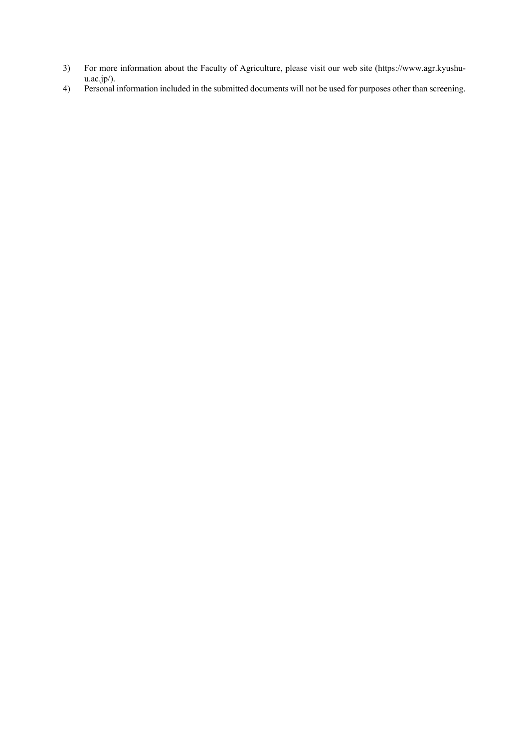3) For more information about the Faculty of Agriculture, please visit our web site (https://www.agr.kyushu-u.ac.jp/).
4) Personal information included in the submitted documents will not be used for purposes other than screening.